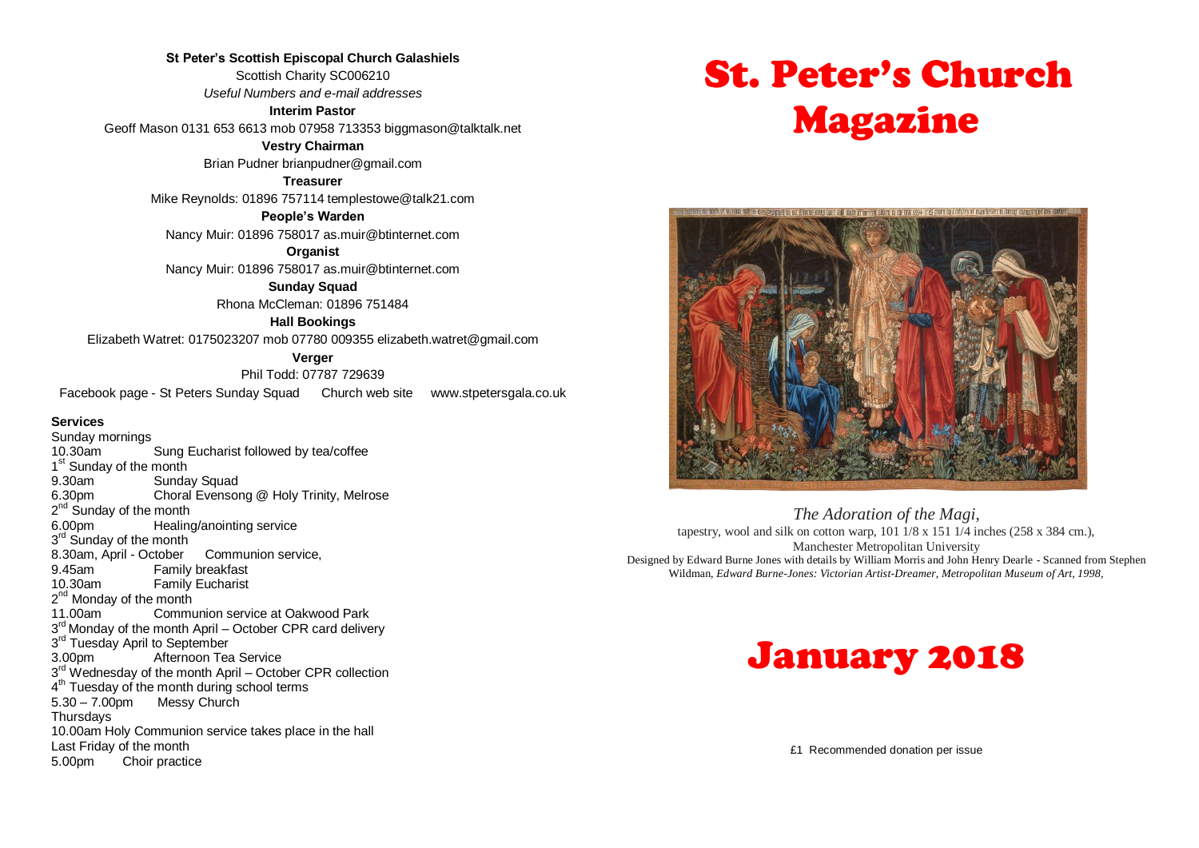**St Peter's Scottish Episcopal Church Galashiels**

Scottish Charity SC006210

*Useful Numbers and e-mail addresses*

**Interim Pastor**

Geoff Mason 0131 653 6613 mob 07958 713353 biggmason@talktalk.net

**Vestry Chairman**

Brian Pudner brianpudner@gmail.com

**Treasurer**

Mike Reynolds: 01896 757114 templestowe@talk21.com

**People's Warden**

Nancy Muir: 01896 758017 as.muir@btinternet.com

**Organist**

Nancy Muir: 01896 758017 as.muir@btinternet.com

**Sunday Squad**

Rhona McCleman: 01896 751484

**Hall Bookings**

Elizabeth Watret: 0175023207 mob 07780 009355 elizabeth.watret@gmail.com

**Verger**

Phil Todd: 07787 729639

Facebook page - St Peters Sunday Squad Church web site www.stpetersgala.co.uk

**Services**

Sunday mornings
10.30am Sung Eucharist followed by tea/coffee

1st Sunday of the month
9.30am Sunday Squad
6.30pm Choral Evensong @ Holy Trinity, Melrose

2nd Sunday of the month
6.00pm Healing/anointing service

3rd Sunday of the month
8.30am, April - October Communion service,
9.45am Family breakfast
10.30am Family Eucharist

2nd Monday of the month
11.00am Communion service at Oakwood Park

3rd Monday of the month April – October CPR card delivery

3rd Tuesday April to September
3.00pm Afternoon Tea Service

3rd Wednesday of the month April – October CPR collection

4th Tuesday of the month during school terms
5.30 – 7.00pm Messy Church

Thursdays
10.00am Holy Communion service takes place in the hall

Last Friday of the month
5.00pm Choir practice

# St. Peter's Church Magazine

*The Adoration of the Magi*,
tapestry, wool and silk on cotton warp, 101 1/8 x 151 1/4 inches (258 x 384 cm.),
Manchester Metropolitan University
Designed by Edward Burne Jones with details by William Morris and John Henry Dearle - Scanned from Stephen Wildman, *Edward Burne-Jones: Victorian Artist-Dreamer, Metropolitan Museum of Art, 1998,*

# January 2018

£1 Recommended donation per issue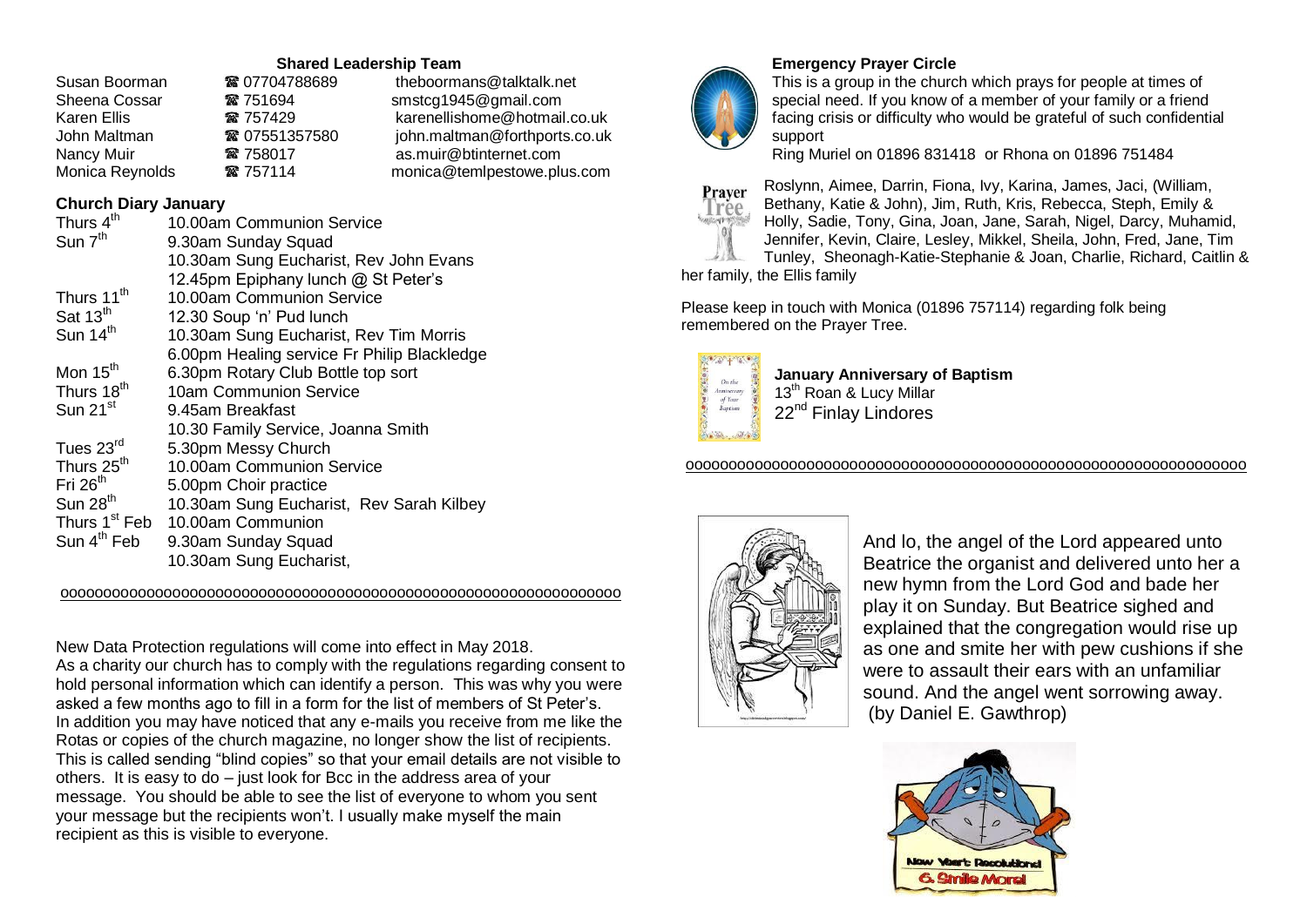### Shared Leadership Team

| | | |
|---|---|---|
| Susan Boorman | ☎ 07704788689 | theboormans@talktalk.net |
| Sheena Cossar | ☎ 751694 | smstcg1945@gmail.com |
| Karen Ellis | ☎ 757429 | karenellishome@hotmail.co.uk |
| John Maltman | ☎ 07551357580 | john.maltman@forthports.co.uk |
| Nancy Muir | ☎ 758017 | as.muir@btinternet.com |
| Monica Reynolds | ☎ 757114 | monica@temlpestowe.plus.com |

### Church Diary January

| | |
|---|---|
| Thurs 4th | 10.00am Communion Service |
| Sun 7th | 9.30am Sunday Squad |
| | 10.30am Sung Eucharist, Rev John Evans |
| | 12.45pm Epiphany lunch @ St Peter's |
| Thurs 11th | 10.00am Communion Service |
| Sat 13th | 12.30 Soup 'n' Pud lunch |
| Sun 14th | 10.30am Sung Eucharist, Rev Tim Morris |
| | 6.00pm Healing service Fr Philip Blackledge |
| Mon 15th | 6.30pm Rotary Club Bottle top sort |
| Thurs 18th | 10am Communion Service |
| Sun 21st | 9.45am Breakfast |
| | 10.30 Family Service, Joanna Smith |
| Tues 23rd | 5.30pm Messy Church |
| Thurs 25th | 10.00am Communion Service |
| Fri 26th | 5.00pm Choir practice |
| Sun 28th | 10.30am Sung Eucharist, Rev Sarah Kilbey |
| Thurs 1st Feb | 10.00am Communion |
| Sun 4th Feb | 9.30am Sunday Squad |
| | 10.30am Sung Eucharist, |

ooooooooooooooooooooooooooooooooooooooooooooooooooooooooooooooo

New Data Protection regulations will come into effect in May 2018.
As a charity our church has to comply with the regulations regarding consent to hold personal information which can identify a person. This was why you were asked a few months ago to fill in a form for the list of members of St Peter's. In addition you may have noticed that any e-mails you receive from me like the Rotas or copies of the church magazine, no longer show the list of recipients. This is called sending "blind copies" so that your email details are not visible to others. It is easy to do – just look for Bcc in the address area of your message. You should be able to see the list of everyone to whom you sent your message but the recipients won't. I usually make myself the main recipient as this is visible to everyone.

### Emergency Prayer Circle

This is a group in the church which prays for people at times of special need. If you know of a member of your family or a friend facing crisis or difficulty who would be grateful of such confidential support
Ring Muriel on 01896 831418 or Rhona on 01896 751484

Roslynn, Aimee, Darrin, Fiona, Ivy, Karina, James, Jaci, (William, Bethany, Katie & John), Jim, Ruth, Kris, Rebecca, Steph, Emily & Holly, Sadie, Tony, Gina, Joan, Jane, Sarah, Nigel, Darcy, Muhamid, Jennifer, Kevin, Claire, Lesley, Mikkel, Sheila, John, Fred, Jane, Tim Tunley, Sheonagh-Katie-Stephanie & Joan, Charlie, Richard, Caitlin & her family, the Ellis family

Please keep in touch with Monica (01896 757114) regarding folk being remembered on the Prayer Tree.

**January Anniversary of Baptism**
13th Roan & Lucy Millar
22nd Finlay Lindores

ooooooooooooooooooooooooooooooooooooooooooooooooooooooooooooooo

And lo, the angel of the Lord appeared unto Beatrice the organist and delivered unto her a new hymn from the Lord God and bade her play it on Sunday. But Beatrice sighed and explained that the congregation would rise up as one and smite her with pew cushions if she were to assault their ears with an unfamiliar sound. And the angel went sorrowing away. (by Daniel E. Gawthrop)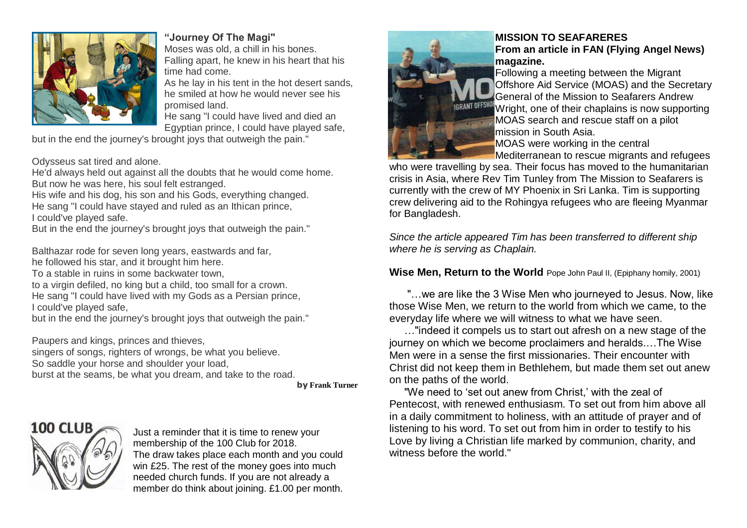## "Journey Of The Magi"

Moses was old, a chill in his bones.
Falling apart, he knew in his heart that his time had come.
As he lay in his tent in the hot desert sands, he smiled at how he would never see his promised land.
He sang "I could have lived and died an Egyptian prince, I could have played safe,
but in the end the journey's brought joys that outweigh the pain."

Odysseus sat tired and alone.
He'd always held out against all the doubts that he would come home.
But now he was here, his soul felt estranged.
His wife and his dog, his son and his Gods, everything changed.
He sang "I could have stayed and ruled as an Ithican prince,
I could've played safe.
But in the end the journey's brought joys that outweigh the pain."

Balthazar rode for seven long years, eastwards and far,
he followed his star, and it brought him here.
To a stable in ruins in some backwater town,
to a virgin defiled, no king but a child, too small for a crown.
He sang "I could have lived with my Gods as a Persian prince,
I could've played safe,
but in the end the journey's brought joys that outweigh the pain."

Paupers and kings, princes and thieves,
singers of songs, righters of wrongs, be what you believe.
So saddle your horse and shoulder your load,
burst at the seams, be what you dream, and take to the road.

**by Frank Turner**

## 100 CLUB

Just a reminder that it is time to renew your membership of the 100 Club for 2018.
The draw takes place each month and you could win £25. The rest of the money goes into much needed church funds. If you are not already a member do think about joining. £1.00 per month.

## MISSION TO SEAFARERES

**From an article in FAN (Flying Angel News) magazine.**

Following a meeting between the Migrant Offshore Aid Service (MOAS) and the Secretary General of the Mission to Seafarers Andrew Wright, one of their chaplains is now supporting MOAS search and rescue staff on a pilot mission in South Asia.
MOAS were working in the central Mediterranean to rescue migrants and refugees who were travelling by sea. Their focus has moved to the humanitarian crisis in Asia, where Rev Tim Tunley from The Mission to Seafarers is currently with the crew of MY Phoenix in Sri Lanka. Tim is supporting crew delivering aid to the Rohingya refugees who are fleeing Myanmar for Bangladesh.

*Since the article appeared Tim has been transferred to different ship where he is serving as Chaplain.*

**Wise Men, Return to the World** Pope John Paul II, (Epiphany homily, 2001)

"…we are like the 3 Wise Men who journeyed to Jesus. Now, like those Wise Men, we return to the world from which we came, to the everyday life where we will witness to what we have seen.

…"indeed it compels us to start out afresh on a new stage of the journey on which we become proclaimers and heralds.…The Wise Men were in a sense the first missionaries. Their encounter with Christ did not keep them in Bethlehem, but made them set out anew on the paths of the world.

"We need to 'set out anew from Christ,' with the zeal of Pentecost, with renewed enthusiasm. To set out from him above all in a daily commitment to holiness, with an attitude of prayer and of listening to his word. To set out from him in order to testify to his Love by living a Christian life marked by communion, charity, and witness before the world."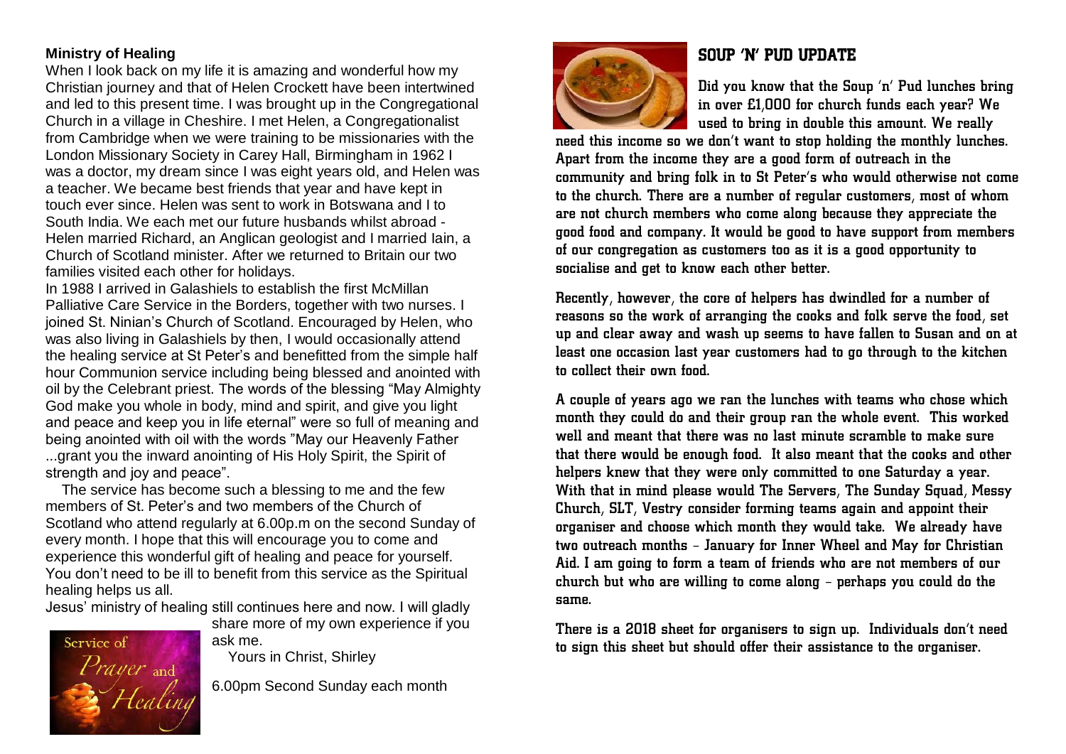## Ministry of Healing

When I look back on my life it is amazing and wonderful how my Christian journey and that of Helen Crockett have been intertwined and led to this present time. I was brought up in the Congregational Church in a village in Cheshire. I met Helen, a Congregationalist from Cambridge when we were training to be missionaries with the London Missionary Society in Carey Hall, Birmingham in 1962 I was a doctor, my dream since I was eight years old, and Helen was a teacher. We became best friends that year and have kept in touch ever since. Helen was sent to work in Botswana and I to South India. We each met our future husbands whilst abroad - Helen married Richard, an Anglican geologist and I married Iain, a Church of Scotland minister. After we returned to Britain our two families visited each other for holidays.

In 1988 I arrived in Galashiels to establish the first McMillan Palliative Care Service in the Borders, together with two nurses. I joined St. Ninian's Church of Scotland. Encouraged by Helen, who was also living in Galashiels by then, I would occasionally attend the healing service at St Peter's and benefitted from the simple half hour Communion service including being blessed and anointed with oil by the Celebrant priest. The words of the blessing "May Almighty God make you whole in body, mind and spirit, and give you light and peace and keep you in life eternal" were so full of meaning and being anointed with oil with the words "May our Heavenly Father ...grant you the inward anointing of His Holy Spirit, the Spirit of strength and joy and peace".

The service has become such a blessing to me and the few members of St. Peter's and two members of the Church of Scotland who attend regularly at 6.00p.m on the second Sunday of every month. I hope that this will encourage you to come and experience this wonderful gift of healing and peace for yourself. You don't need to be ill to benefit from this service as the Spiritual healing helps us all.

Jesus' ministry of healing still continues here and now. I will gladly share more of my own experience if you ask me.

Yours in Christ, Shirley

Service of Prayer and Healing

6.00pm Second Sunday each month

## SOUP 'N' PUD UPDATE

Did you know that the Soup 'n' Pud lunches bring in over £1,000 for church funds each year? We used to bring in double this amount. We really need this income so we don't want to stop holding the monthly lunches. Apart from the income they are a good form of outreach in the community and bring folk in to St Peter's who would otherwise not come to the church. There are a number of regular customers, most of whom are not church members who come along because they appreciate the good food and company. It would be good to have support from members of our congregation as customers too as it is a good opportunity to socialise and get to know each other better.

Recently, however, the core of helpers has dwindled for a number of reasons so the work of arranging the cooks and folk serve the food, set up and clear away and wash up seems to have fallen to Susan and on at least one occasion last year customers had to go through to the kitchen to collect their own food.

A couple of years ago we ran the lunches with teams who chose which month they could do and their group ran the whole event. This worked well and meant that there was no last minute scramble to make sure that there would be enough food. It also meant that the cooks and other helpers knew that they were only committed to one Saturday a year. With that in mind please would The Servers, The Sunday Squad, Messy Church, SLT, Vestry consider forming teams again and appoint their organiser and choose which month they would take. We already have two outreach months – January for Inner Wheel and May for Christian Aid. I am going to form a team of friends who are not members of our church but who are willing to come along – perhaps you could do the same.

There is a 2018 sheet for organisers to sign up. Individuals don't need to sign this sheet but should offer their assistance to the organiser.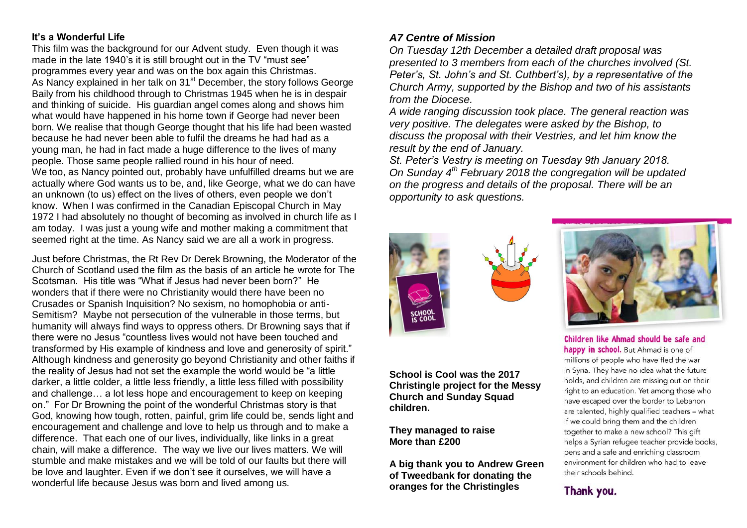### It's a Wonderful Life

This film was the background for our Advent study. Even though it was made in the late 1940's it is still brought out in the TV "must see" programmes every year and was on the box again this Christmas. As Nancy explained in her talk on 31st December, the story follows George Baily from his childhood through to Christmas 1945 when he is in despair and thinking of suicide. His guardian angel comes along and shows him what would have happened in his home town if George had never been born. We realise that though George thought that his life had been wasted because he had never been able to fulfil the dreams he had had as a young man, he had in fact made a huge difference to the lives of many people. Those same people rallied round in his hour of need.

We too, as Nancy pointed out, probably have unfulfilled dreams but we are actually where God wants us to be, and, like George, what we do can have an unknown (to us) effect on the lives of others, even people we don't know. When I was confirmed in the Canadian Episcopal Church in May 1972 I had absolutely no thought of becoming as involved in church life as I am today. I was just a young wife and mother making a commitment that seemed right at the time. As Nancy said we are all a work in progress.

Just before Christmas, the Rt Rev Dr Derek Browning, the Moderator of the Church of Scotland used the film as the basis of an article he wrote for The Scotsman. His title was "What if Jesus had never been born?" He wonders that if there were no Christianity would there have been no Crusades or Spanish Inquisition? No sexism, no homophobia or anti-Semitism? Maybe not persecution of the vulnerable in those terms, but humanity will always find ways to oppress others. Dr Browning says that if there were no Jesus "countless lives would not have been touched and transformed by His example of kindness and love and generosity of spirit." Although kindness and generosity go beyond Christianity and other faiths if the reality of Jesus had not set the example the world would be "a little darker, a little colder, a little less friendly, a little less filled with possibility and challenge… a lot less hope and encouragement to keep on keeping on." For Dr Browning the point of the wonderful Christmas story is that God, knowing how tough, rotten, painful, grim life could be, sends light and encouragement and challenge and love to help us through and to make a difference. That each one of our lives, individually, like links in a great chain, will make a difference. The way we live our lives matters. We will stumble and make mistakes and we will be told of our faults but there will be love and laughter. Even if we don't see it ourselves, we will have a wonderful life because Jesus was born and lived among us.

### *A7 Centre of Mission*

*On Tuesday 12th December a detailed draft proposal was presented to 3 members from each of the churches involved (St. Peter's, St. John's and St. Cuthbert's), by a representative of the Church Army, supported by the Bishop and two of his assistants from the Diocese.*

*A wide ranging discussion took place. The general reaction was very positive. The delegates were asked by the Bishop, to discuss the proposal with their Vestries, and let him know the result by the end of January.*

*St. Peter's Vestry is meeting on Tuesday 9th January 2018. On Sunday 4th February 2018 the congregation will be updated on the progress and details of the proposal. There will be an opportunity to ask questions.*

SCHOOL IS COOL

**School is Cool was the 2017 Christingle project for the Messy Church and Sunday Squad children.**

**They managed to raise More than £200**

**A big thank you to Andrew Green of Tweedbank for donating the oranges for the Christingles**

**Children like Ahmad should be safe and happy in school.** But Ahmad is one of millions of people who have fled the war in Syria. They have no idea what the future holds, and children are missing out on their right to an education. Yet among those who have escaped over the border to Lebanon are talented, highly qualified teachers – what if we could bring them and the children together to make a new school? This gift helps a Syrian refugee teacher provide books, pens and a safe and enriching classroom environment for children who had to leave their schools behind.

**Thank you.**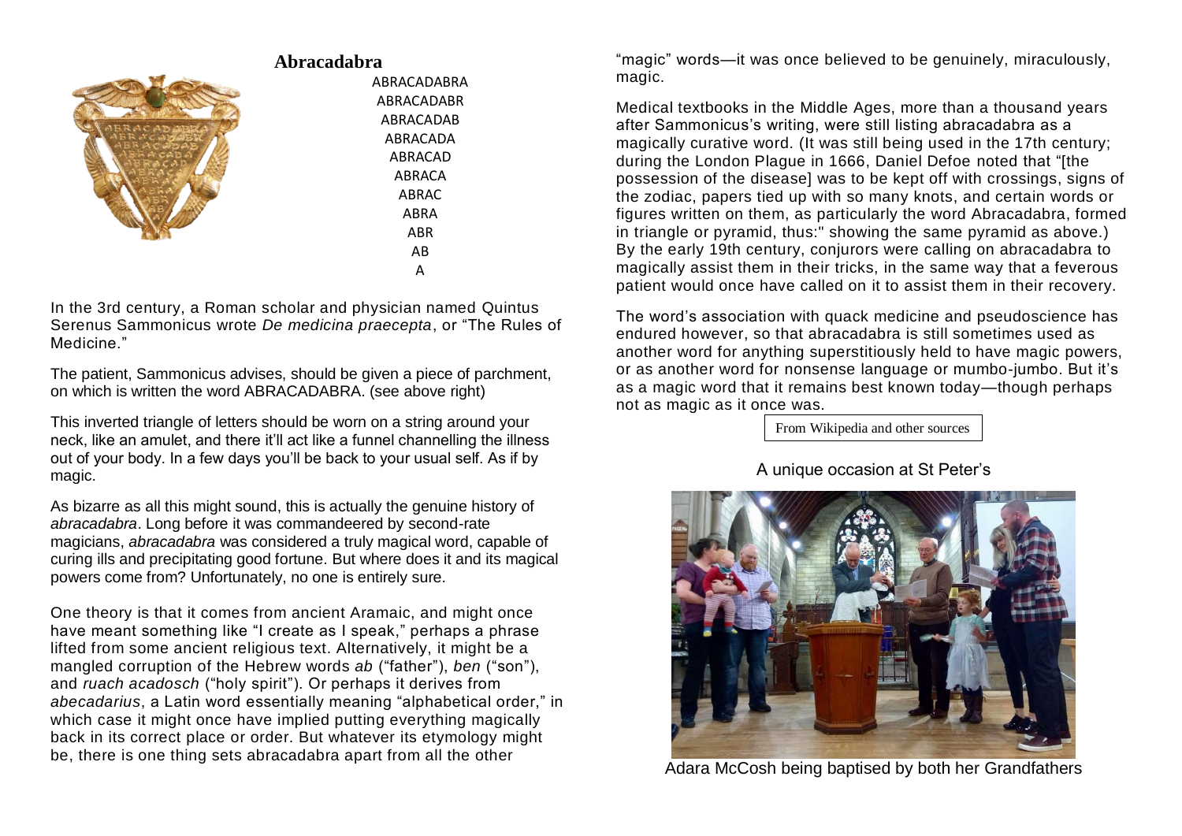## Abracadabra

ABRACADABRA
ABRACADABR
ABRACADAB
ABRACADA
ABRACAD
ABRACA
ABRAC
ABRA
ABR
AB
A

In the 3rd century, a Roman scholar and physician named Quintus Serenus Sammonicus wrote *De medicina praecepta*, or "The Rules of Medicine."

The patient, Sammonicus advises, should be given a piece of parchment, on which is written the word ABRACADABRA. (see above right)

This inverted triangle of letters should be worn on a string around your neck, like an amulet, and there it'll act like a funnel channelling the illness out of your body. In a few days you'll be back to your usual self. As if by magic.

As bizarre as all this might sound, this is actually the genuine history of *abracadabra*. Long before it was commandeered by second-rate magicians, *abracadabra* was considered a truly magical word, capable of curing ills and precipitating good fortune. But where does it and its magical powers come from? Unfortunately, no one is entirely sure.

One theory is that it comes from ancient Aramaic, and might once have meant something like "I create as I speak," perhaps a phrase lifted from some ancient religious text. Alternatively, it might be a mangled corruption of the Hebrew words *ab* ("father"), *ben* ("son"), and *ruach acadosch* ("holy spirit"). Or perhaps it derives from *abecadarius*, a Latin word essentially meaning "alphabetical order," in which case it might once have implied putting everything magically back in its correct place or order. But whatever its etymology might be, there is one thing sets abracadabra apart from all the other "magic" words—it was once believed to be genuinely, miraculously, magic.

Medical textbooks in the Middle Ages, more than a thousand years after Sammonicus's writing, were still listing abracadabra as a magically curative word. (It was still being used in the 17th century; during the London Plague in 1666, Daniel Defoe noted that "[the possession of the disease] was to be kept off with crossings, signs of the zodiac, papers tied up with so many knots, and certain words or figures written on them, as particularly the word Abracadabra, formed in triangle or pyramid, thus:" showing the same pyramid as above.) By the early 19th century, conjurors were calling on abracadabra to magically assist them in their tricks, in the same way that a feverous patient would once have called on it to assist them in their recovery.

The word's association with quack medicine and pseudoscience has endured however, so that abracadabra is still sometimes used as another word for anything superstitiously held to have magic powers, or as another word for nonsense language or mumbo-jumbo. But it's as a magic word that it remains best known today—though perhaps not as magic as it once was.

From Wikipedia and other sources

## A unique occasion at St Peter's

Adara McCosh being baptised by both her Grandfathers